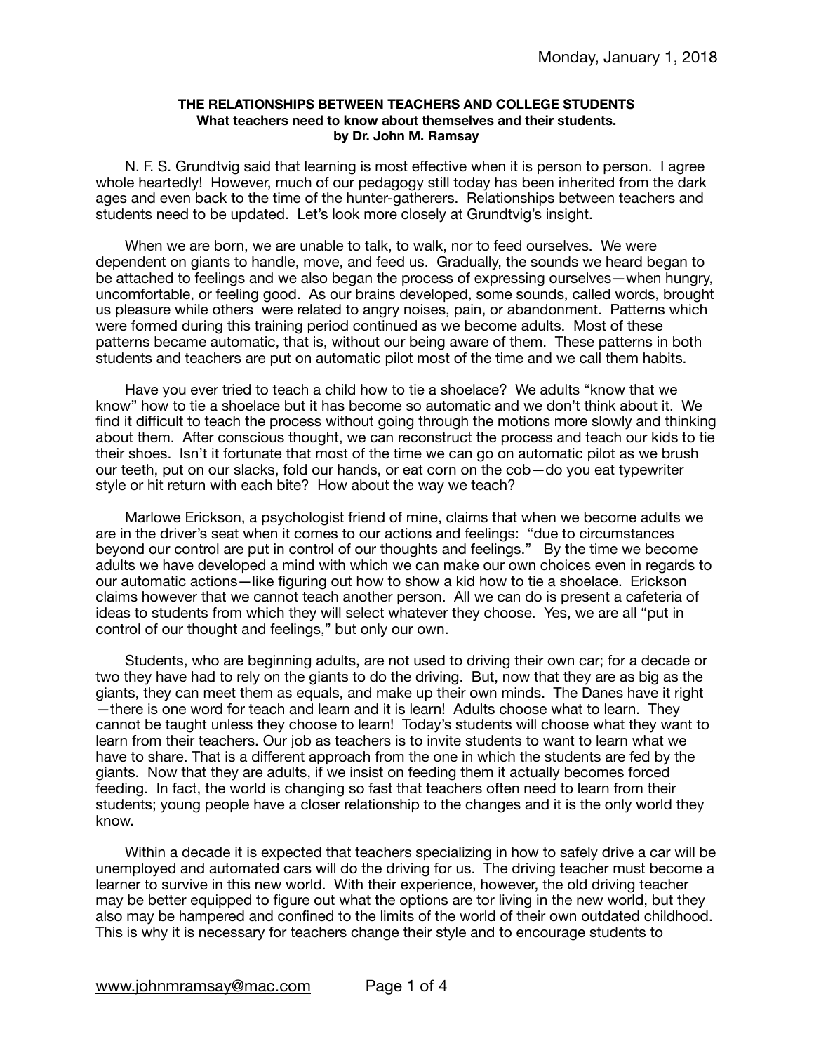Monday, January 1, 2018

**THE RELATIONSHIPS BETWEEN TEACHERS AND COLLEGE STUDENTS**
**What teachers need to know about themselves and their students.**
**by Dr. John M. Ramsay**

N. F. S. Grundtvig said that learning is most effective when it is person to person. I agree whole heartedly! However, much of our pedagogy still today has been inherited from the dark ages and even back to the time of the hunter-gatherers. Relationships between teachers and students need to be updated. Let's look more closely at Grundtvig's insight.

When we are born, we are unable to talk, to walk, nor to feed ourselves. We were dependent on giants to handle, move, and feed us. Gradually, the sounds we heard began to be attached to feelings and we also began the process of expressing ourselves—when hungry, uncomfortable, or feeling good. As our brains developed, some sounds, called words, brought us pleasure while others were related to angry noises, pain, or abandonment. Patterns which were formed during this training period continued as we become adults. Most of these patterns became automatic, that is, without our being aware of them. These patterns in both students and teachers are put on automatic pilot most of the time and we call them habits.

Have you ever tried to teach a child how to tie a shoelace? We adults "know that we know" how to tie a shoelace but it has become so automatic and we don't think about it. We find it difficult to teach the process without going through the motions more slowly and thinking about them. After conscious thought, we can reconstruct the process and teach our kids to tie their shoes. Isn't it fortunate that most of the time we can go on automatic pilot as we brush our teeth, put on our slacks, fold our hands, or eat corn on the cob—do you eat typewriter style or hit return with each bite? How about the way we teach?

Marlowe Erickson, a psychologist friend of mine, claims that when we become adults we are in the driver's seat when it comes to our actions and feelings: "due to circumstances beyond our control are put in control of our thoughts and feelings." By the time we become adults we have developed a mind with which we can make our own choices even in regards to our automatic actions—like figuring out how to show a kid how to tie a shoelace. Erickson claims however that we cannot teach another person. All we can do is present a cafeteria of ideas to students from which they will select whatever they choose. Yes, we are all "put in control of our thought and feelings," but only our own.

Students, who are beginning adults, are not used to driving their own car; for a decade or two they have had to rely on the giants to do the driving. But, now that they are as big as the giants, they can meet them as equals, and make up their own minds. The Danes have it right—there is one word for teach and learn and it is learn! Adults choose what to learn. They cannot be taught unless they choose to learn! Today's students will choose what they want to learn from their teachers. Our job as teachers is to invite students to want to learn what we have to share. That is a different approach from the one in which the students are fed by the giants. Now that they are adults, if we insist on feeding them it actually becomes forced feeding. In fact, the world is changing so fast that teachers often need to learn from their students; young people have a closer relationship to the changes and it is the only world they know.

Within a decade it is expected that teachers specializing in how to safely drive a car will be unemployed and automated cars will do the driving for us. The driving teacher must become a learner to survive in this new world. With their experience, however, the old driving teacher may be better equipped to figure out what the options are tor living in the new world, but they also may be hampered and confined to the limits of the world of their own outdated childhood. This is why it is necessary for teachers change their style and to encourage students to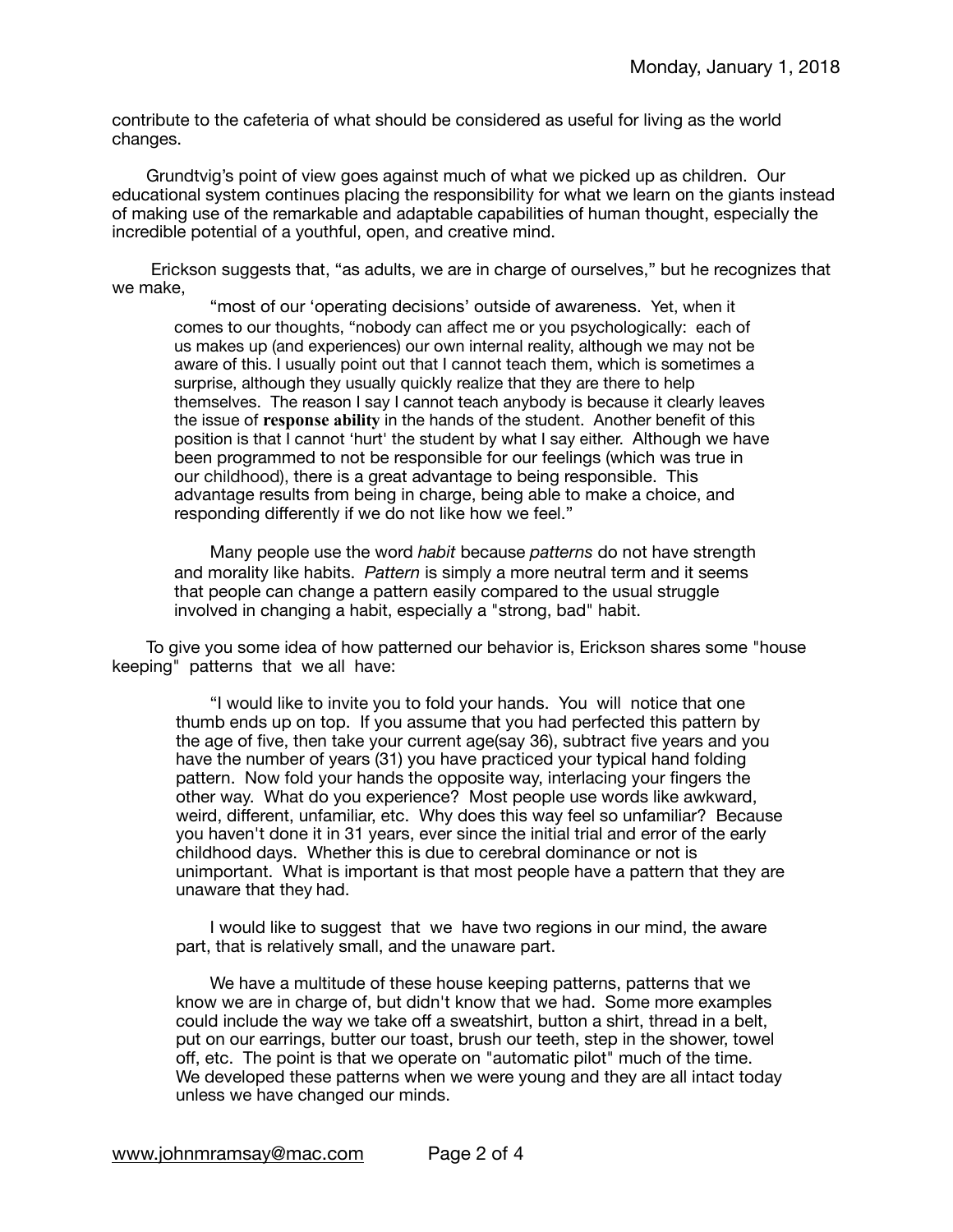contribute to the cafeteria of what should be considered as useful for living as the world changes.

Grundtvig's point of view goes against much of what we picked up as children. Our educational system continues placing the responsibility for what we learn on the giants instead of making use of the remarkable and adaptable capabilities of human thought, especially the incredible potential of a youthful, open, and creative mind.

Erickson suggests that, "as adults, we are in charge of ourselves," but he recognizes that we make,

> "most of our 'operating decisions' outside of awareness. Yet, when it comes to our thoughts, "nobody can affect me or you psychologically: each of us makes up (and experiences) our own internal reality, although we may not be aware of this. I usually point out that I cannot teach them, which is sometimes a surprise, although they usually quickly realize that they are there to help themselves. The reason I say I cannot teach anybody is because it clearly leaves the issue of **response ability** in the hands of the student. Another benefit of this position is that I cannot 'hurt' the student by what I say either. Although we have been programmed to not be responsible for our feelings (which was true in our childhood), there is a great advantage to being responsible. This advantage results from being in charge, being able to make a choice, and responding differently if we do not like how we feel."
>
> Many people use the word *habit* because *patterns* do not have strength and morality like habits. *Pattern* is simply a more neutral term and it seems that people can change a pattern easily compared to the usual struggle involved in changing a habit, especially a "strong, bad" habit.

To give you some idea of how patterned our behavior is, Erickson shares some "house keeping" patterns that we all have:

> "I would like to invite you to fold your hands. You will notice that one thumb ends up on top. If you assume that you had perfected this pattern by the age of five, then take your current age(say 36), subtract five years and you have the number of years (31) you have practiced your typical hand folding pattern. Now fold your hands the opposite way, interlacing your fingers the other way. What do you experience? Most people use words like awkward, weird, different, unfamiliar, etc. Why does this way feel so unfamiliar? Because you haven't done it in 31 years, ever since the initial trial and error of the early childhood days. Whether this is due to cerebral dominance or not is unimportant. What is important is that most people have a pattern that they are unaware that they had.
>
> I would like to suggest that we have two regions in our mind, the aware part, that is relatively small, and the unaware part.
>
> We have a multitude of these house keeping patterns, patterns that we know we are in charge of, but didn't know that we had. Some more examples could include the way we take off a sweatshirt, button a shirt, thread in a belt, put on our earrings, butter our toast, brush our teeth, step in the shower, towel off, etc. The point is that we operate on "automatic pilot" much of the time. We developed these patterns when we were young and they are all intact today unless we have changed our minds.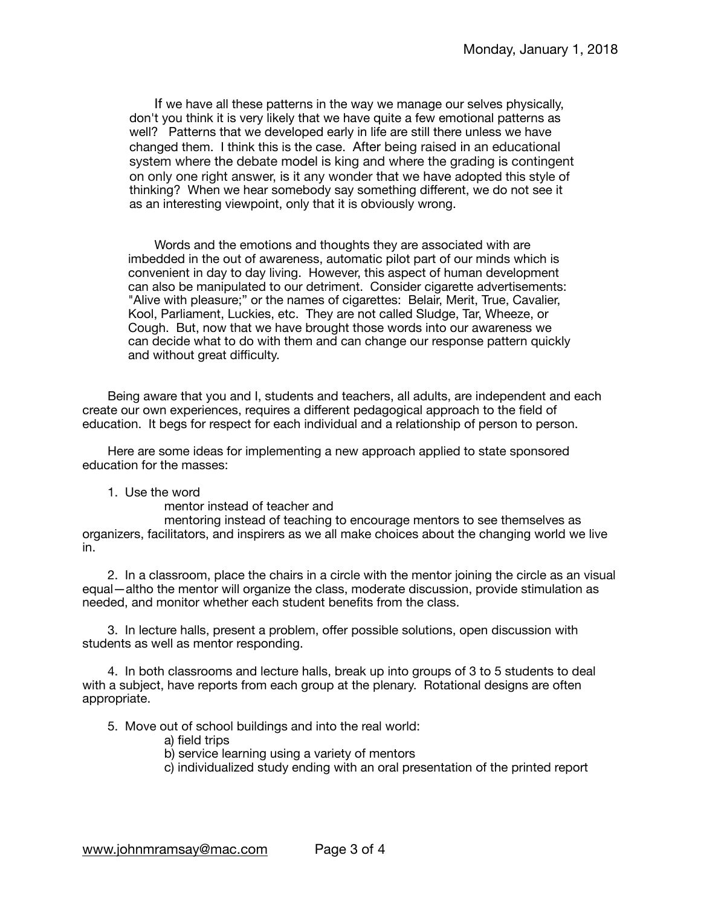If we have all these patterns in the way we manage our selves physically, don't you think it is very likely that we have quite a few emotional patterns as well? Patterns that we developed early in life are still there unless we have changed them. I think this is the case. After being raised in an educational system where the debate model is king and where the grading is contingent on only one right answer, is it any wonder that we have adopted this style of thinking? When we hear somebody say something different, we do not see it as an interesting viewpoint, only that it is obviously wrong.

Words and the emotions and thoughts they are associated with are imbedded in the out of awareness, automatic pilot part of our minds which is convenient in day to day living. However, this aspect of human development can also be manipulated to our detriment. Consider cigarette advertisements: "Alive with pleasure;" or the names of cigarettes: Belair, Merit, True, Cavalier, Kool, Parliament, Luckies, etc. They are not called Sludge, Tar, Wheeze, or Cough. But, now that we have brought those words into our awareness we can decide what to do with them and can change our response pattern quickly and without great difficulty.

Being aware that you and I, students and teachers, all adults, are independent and each create our own experiences, requires a different pedagogical approach to the field of education. It begs for respect for each individual and a relationship of person to person.

Here are some ideas for implementing a new approach applied to state sponsored education for the masses:

1. Use the word
   mentor instead of teacher and
   mentoring instead of teaching to encourage mentors to see themselves as organizers, facilitators, and inspirers as we all make choices about the changing world we live in.

2. In a classroom, place the chairs in a circle with the mentor joining the circle as an visual equal—altho the mentor will organize the class, moderate discussion, provide stimulation as needed, and monitor whether each student benefits from the class.

3. In lecture halls, present a problem, offer possible solutions, open discussion with students as well as mentor responding.

4. In both classrooms and lecture halls, break up into groups of 3 to 5 students to deal with a subject, have reports from each group at the plenary. Rotational designs are often appropriate.

5. Move out of school buildings and into the real world:
   a) field trips
   b) service learning using a variety of mentors
   c) individualized study ending with an oral presentation of the printed report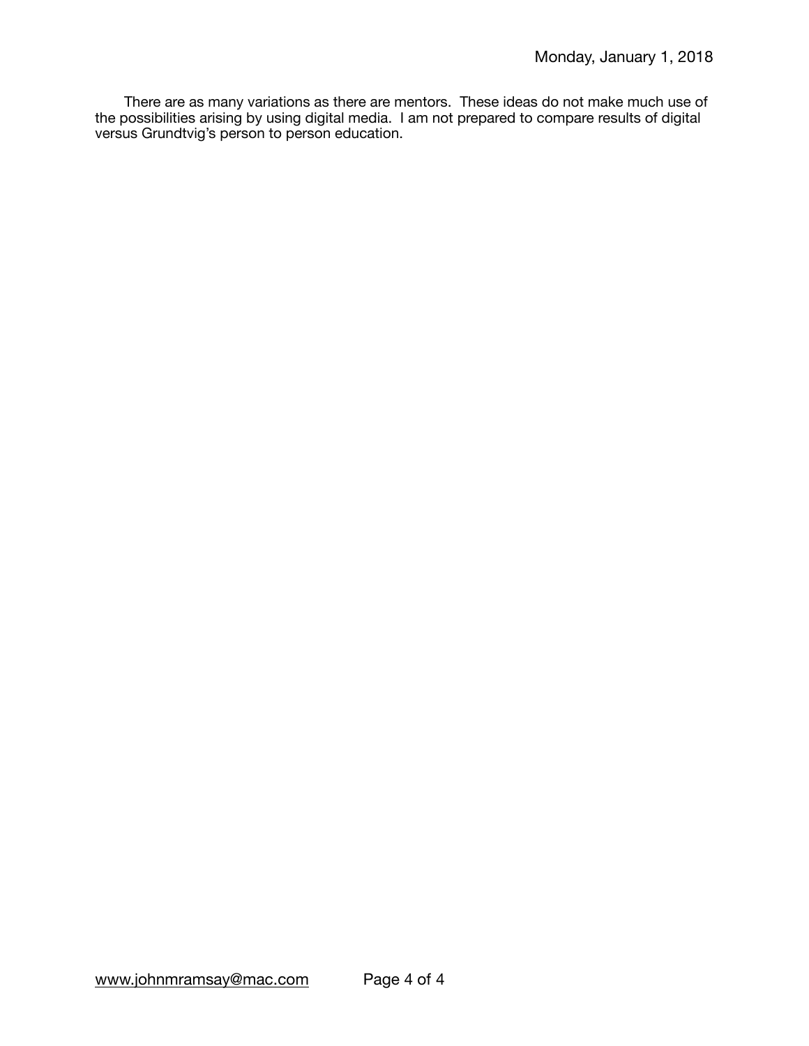There are as many variations as there are mentors. These ideas do not make much use of the possibilities arising by using digital media. I am not prepared to compare results of digital versus Grundtvig's person to person education.